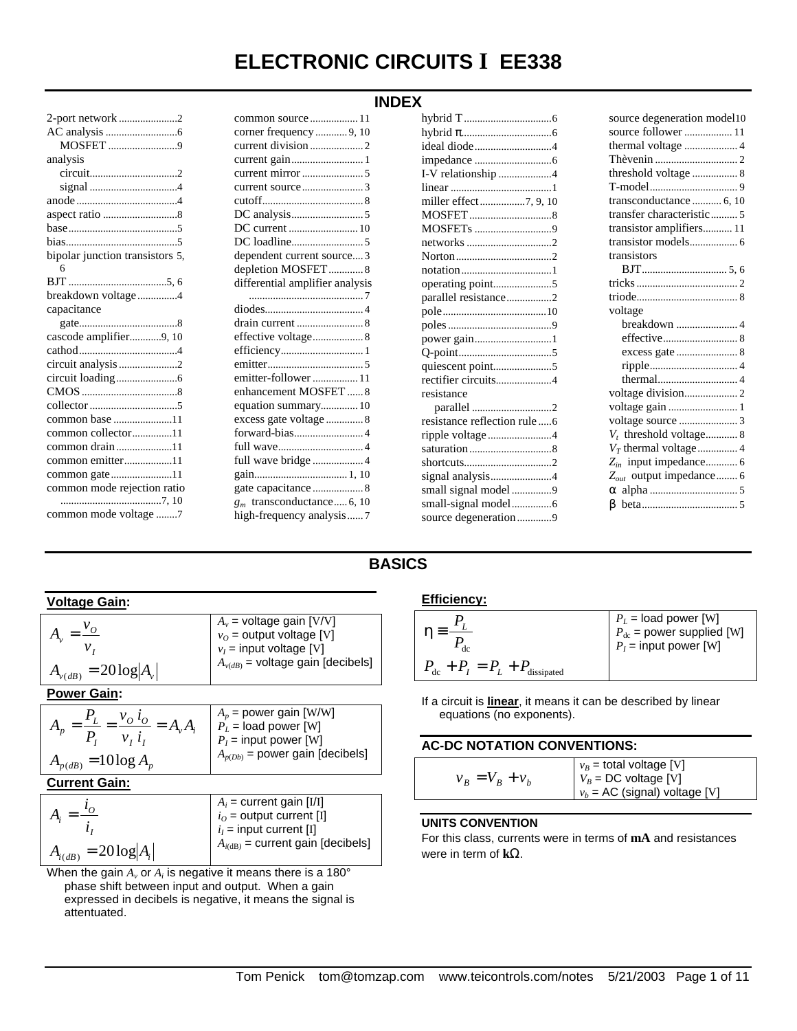# ELECTRONIC CIRCUITS I EE338

## INDEX

2-port network ..... 2
AC analysis ..... 6
  MOSFET ..... 9
analysis
  circuit ..... 2
  signal ..... 4
anode ..... 4
aspect ratio ..... 8
base ..... 5
bias ..... 5
bipolar junction transistors 5, 6
BJT ..... 5, 6
breakdown voltage ..... 4
capacitance
  gate ..... 8
cascode amplifier ..... 9, 10
cathod ..... 4
circuit analysis ..... 2
circuit loading ..... 6
CMOS ..... 8
collector ..... 5
common base ..... 11
common collector ..... 11
common drain ..... 11
common emitter ..... 11
common gate ..... 11
common mode rejection ratio ..... 7, 10
common mode voltage ..... 7
common source ..... 11
corner frequency ..... 9, 10
current division ..... 2
current gain ..... 1
current mirror ..... 5
current source ..... 3
cutoff ..... 8
DC analysis ..... 5
DC current ..... 10
DC loadline ..... 5
dependent current source ..... 3
depletion MOSFET ..... 8
differential amplifier analysis ..... 7
diodes ..... 4
drain current ..... 8
effective voltage ..... 8
efficiency ..... 1
emitter ..... 5
emitter-follower ..... 11
enhancement MOSFET ..... 8
equation summary ..... 10
excess gate voltage ..... 8
forward-bias ..... 4
full wave ..... 4
full wave bridge ..... 4
gain ..... 1, 10
gate capacitance ..... 8
$g_m$ transconductance ..... 6, 10
high-frequency analysis ..... 7
hybrid T ..... 6
hybrid π ..... 6
ideal diode ..... 4
impedance ..... 6
I-V relationship ..... 4
linear ..... 1
miller effect ..... 7, 9, 10
MOSFET ..... 8
MOSFETs ..... 9
networks ..... 2
Norton ..... 2
notation ..... 1
operating point ..... 5
parallel resistance ..... 2
pole ..... 10
poles ..... 9
power gain ..... 1
Q-point ..... 5
quiescent point ..... 5
rectifier circuits ..... 4
resistance
  parallel ..... 2
resistance reflection rule ..... 6
ripple voltage ..... 4
saturation ..... 8
shortcuts ..... 2
signal analysis ..... 4
small signal model ..... 9
small-signal model ..... 6
source degeneration ..... 9
source degeneration model ..... 10
source follower ..... 11
thermal voltage ..... 4
Thèvenin ..... 2
threshold voltage ..... 8
T-model ..... 9
transconductance ..... 6, 10
transfer characteristic ..... 5
transistor amplifiers ..... 11
transistor models ..... 6
transistors
  BJT ..... 5, 6
tricks ..... 2
triode ..... 8
voltage
  breakdown ..... 4
  effective ..... 8
  excess gate ..... 8
  ripple ..... 4
  thermal ..... 4
voltage division ..... 2
voltage gain ..... 1
voltage source ..... 3
$V_t$ threshold voltage ..... 8
$V_T$ thermal voltage ..... 4
$Z_{in}$ input impedance ..... 6
$Z_{out}$ output impedance ..... 6
α alpha ..... 5
β beta ..... 5

## BASICS

### Voltage Gain:

| | |
|---|---|
| $A_v = \dfrac{v_O}{v_I}$ <br> $A_{v(dB)} = 20\log\lvert A_v \rvert$ | $A_v$ = voltage gain [V/V] <br> $v_O$ = output voltage [V] <br> $v_I$ = input voltage [V] <br> $A_{v(dB)}$ = voltage gain [decibels] |

### Power Gain:

| | |
|---|---|
| $A_p = \dfrac{P_L}{P_I} = \dfrac{v_O\, i_O}{v_I\, i_I} = A_v A_i$ <br> $A_{p(dB)} = 10\log A_p$ | $A_p$ = power gain [W/W] <br> $P_L$ = load power [W] <br> $P_I$ = input power [W] <br> $A_{p(Db)}$ = power gain [decibels] |

### Current Gain:

| | |
|---|---|
| $A_i = \dfrac{i_O}{i_I}$ <br> $A_{i(dB)} = 20\log\lvert A_i \rvert$ | $A_i$ = current gain [I/I] <br> $i_O$ = output current [I] <br> $i_I$ = input current [I] <br> $A_{i(dB)}$ = current gain [decibels] |

When the gain $A_v$ or $A_i$ is negative it means there is a 180° phase shift between input and output. When a gain expressed in decibels is negative, it means the signal is attentuated.

### Efficiency:

| | |
|---|---|
| $\eta \equiv \dfrac{P_L}{P_{dc}}$ <br> $P_{dc} + P_I = P_L + P_{dissipated}$ | $P_L$ = load power [W] <br> $P_{dc}$ = power supplied [W] <br> $P_I$ = input power [W] |

If a circuit is **linear**, it means it can be described by linear equations (no exponents).

### AC-DC NOTATION CONVENTIONS:

| | |
|---|---|
| $v_B = V_B + v_b$ | $v_B$ = total voltage [V] <br> $V_B$ = DC voltage [V] <br> $v_b$ = AC (signal) voltage [V] |

### UNITS CONVENTION

For this class, currents were in terms of **mA** and resistances were in term of **kΩ**.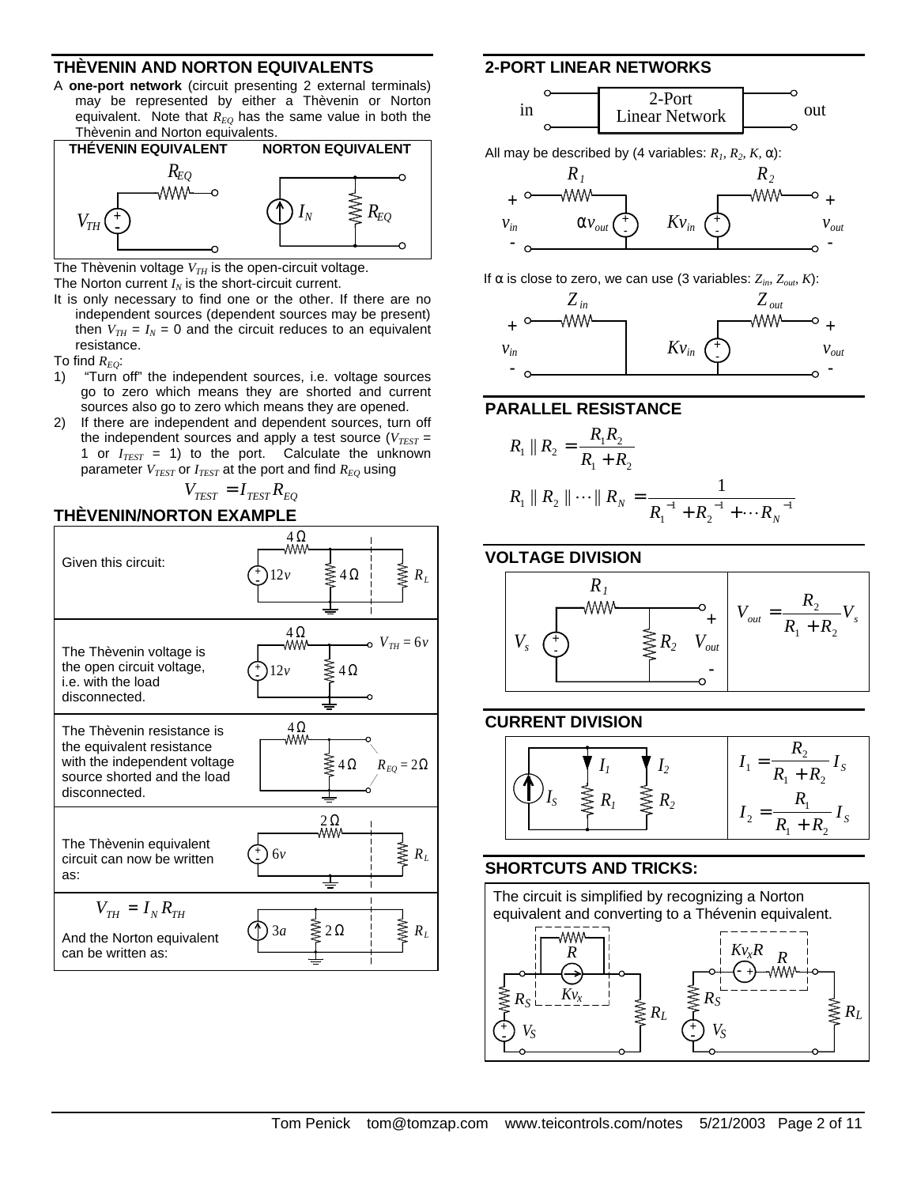## THÈVENIN AND NORTON EQUIVALENTS

A **one-port network** (circuit presenting 2 external terminals) may be represented by either a Thèvenin or Norton equivalent. Note that $R_{EQ}$ has the same value in both the Thèvenin and Norton equivalents.

**THÉVENIN EQUIVALENT** | **NORTON EQUIVALENT**

The Thèvenin voltage $V_{TH}$ is the open-circuit voltage.

The Norton current $I_N$ is the short-circuit current.

It is only necessary to find one or the other. If there are no independent sources (dependent sources may be present) then $V_{TH} = I_N = 0$ and the circuit reduces to an equivalent resistance.

To find $R_{EQ}$:

1) "Turn off" the independent sources, i.e. voltage sources go to zero which means they are shorted and current sources also go to zero which means they are opened.
2) If there are independent and dependent sources, turn off the independent sources and apply a test source ($V_{TEST}$ = 1 or $I_{TEST}$ = 1) to the port. Calculate the unknown parameter $V_{TEST}$ or $I_{TEST}$ at the port and find $R_{EQ}$ using

$$V_{TEST} = I_{TEST} R_{EQ}$$

## THÈVENIN/NORTON EXAMPLE

Given this circuit:

The Thèvenin voltage is the open circuit voltage, i.e. with the load disconnected. ($V_{TH} = 6v$)

The Thèvenin resistance is the equivalent resistance with the independent voltage source shorted and the load disconnected. ($R_{EQ} = 2\Omega$)

The Thèvenin equivalent circuit can now be written as:

$$V_{TH} = I_N R_{TH}$$

And the Norton equivalent can be written as:

## 2-PORT LINEAR NETWORKS

All may be described by (4 variables: $R_1, R_2, K, \alpha$):

If α is close to zero, we can use (3 variables: $Z_{in}, Z_{out}, K$):

## PARALLEL RESISTANCE

$$R_1 \parallel R_2 = \frac{R_1 R_2}{R_1 + R_2}$$

$$R_1 \parallel R_2 \parallel \cdots \parallel R_N = \frac{1}{R_1^{-1} + R_2^{-1} + \cdots R_N^{-1}}$$

## VOLTAGE DIVISION

$$V_{out} = \frac{R_2}{R_1 + R_2} V_s$$

## CURRENT DIVISION

$$I_1 = \frac{R_2}{R_1 + R_2} I_S$$

$$I_2 = \frac{R_1}{R_1 + R_2} I_S$$

## SHORTCUTS AND TRICKS:

The circuit is simplified by recognizing a Norton equivalent and converting to a Thévenin equivalent.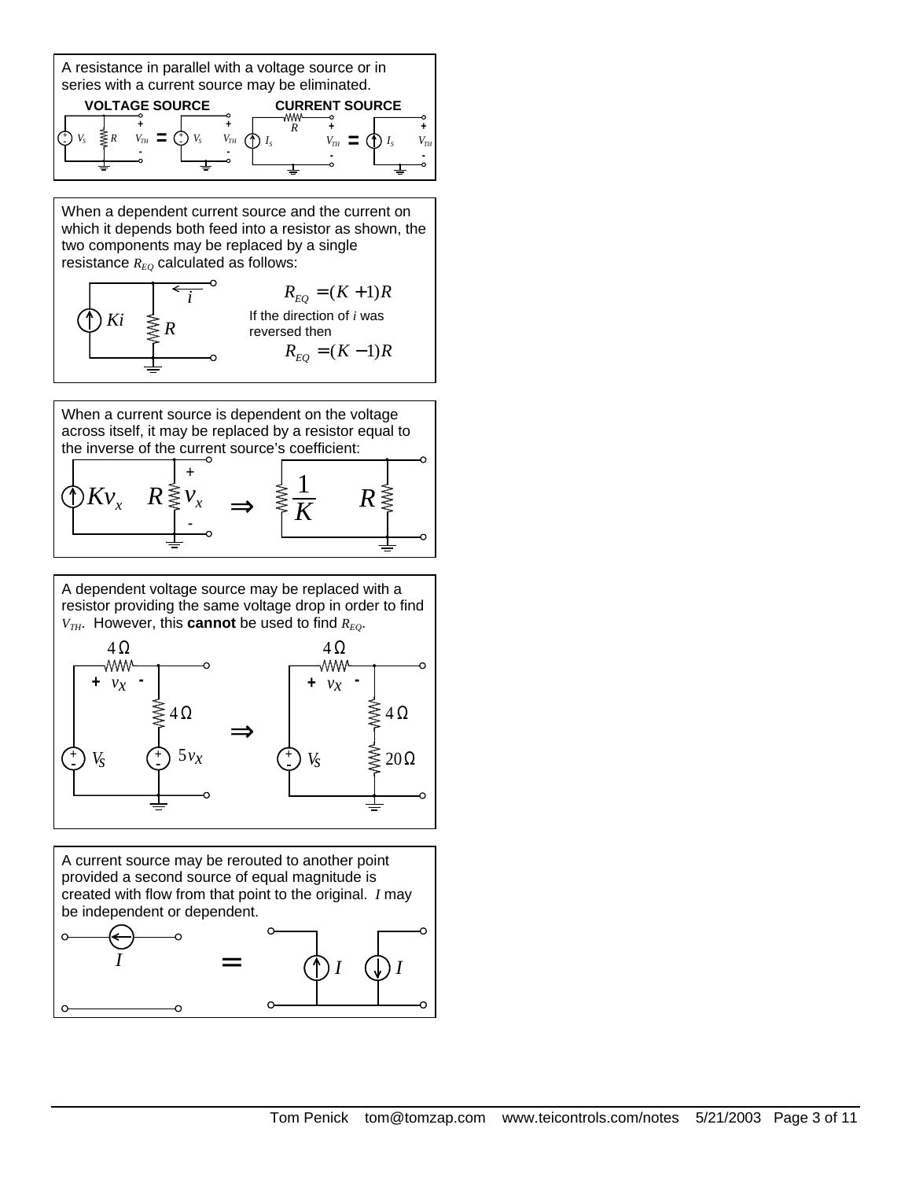A resistance in parallel with a voltage source or in series with a current source may be eliminated.

**VOLTAGE SOURCE** **CURRENT SOURCE**

When a dependent current source and the current on which it depends both feed into a resistor as shown, the two components may be replaced by a single resistance $R_{EQ}$ calculated as follows:

$$R_{EQ} = (K+1)R$$

If the direction of $i$ was reversed then

$$R_{EQ} = (K-1)R$$

When a current source is dependent on the voltage across itself, it may be replaced by a resistor equal to the inverse of the current source's coefficient:

$$Kv_x \quad R \quad \Rightarrow \quad \frac{1}{K} \quad R$$

A dependent voltage source may be replaced with a resistor providing the same voltage drop in order to find $V_{TH}$. However, this **cannot** be used to find $R_{EQ}$.

A current source may be rerouted to another point provided a second source of equal magnitude is created with flow from that point to the original. $I$ may be independent or dependent.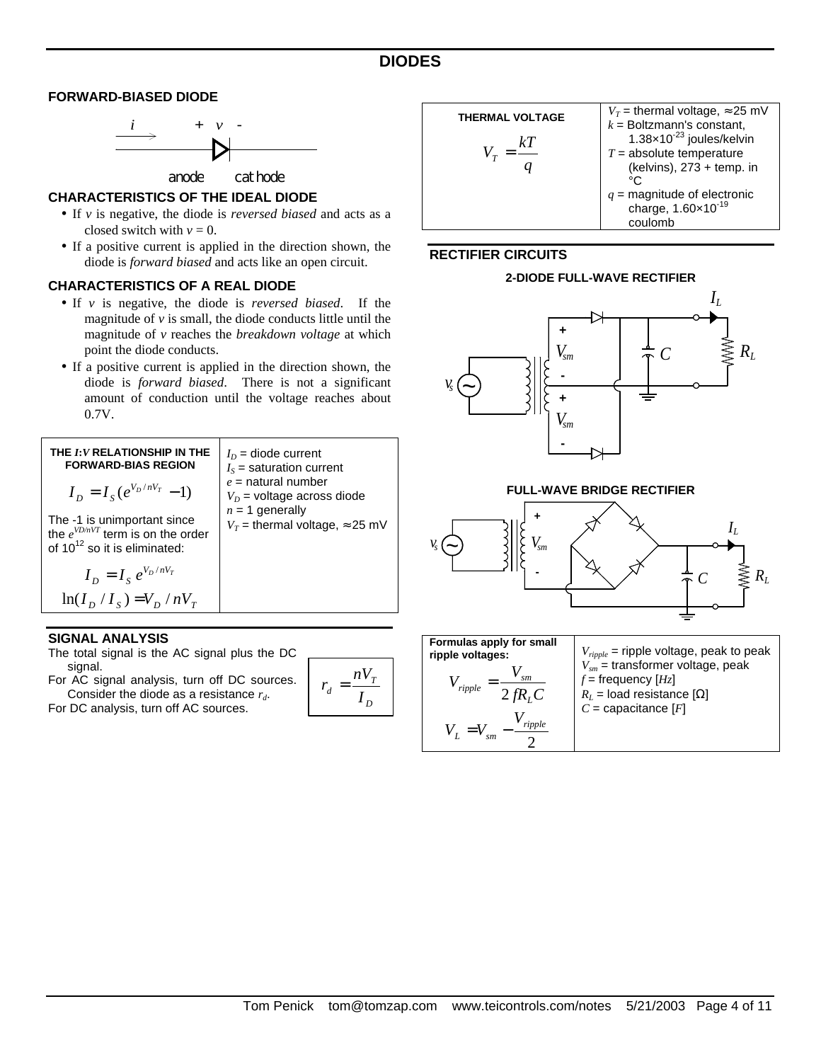# DIODES

## FORWARD-BIASED DIODE

$i$ → &nbsp;&nbsp; $+$ $v$ $-$

anode &nbsp;&nbsp; cathode

### CHARACTERISTICS OF THE IDEAL DIODE

- If $v$ is negative, the diode is *reversed biased* and acts as a closed switch with $v = 0$.
- If a positive current is applied in the direction shown, the diode is *forward biased* and acts like an open circuit.

### CHARACTERISTICS OF A REAL DIODE

- If $v$ is negative, the diode is *reversed biased*. If the magnitude of $v$ is small, the diode conducts little until the magnitude of $v$ reaches the *breakdown voltage* at which point the diode conducts.
- If a positive current is applied in the direction shown, the diode is *forward biased*. There is not a significant amount of conduction until the voltage reaches about 0.7V.

| **THE *I:V* RELATIONSHIP IN THE FORWARD-BIAS REGION** | |
|---|---|
| $$I_D = I_S\left(e^{V_D/nV_T} - 1\right)$$ The -1 is unimportant since the $e^{VD/nVT}$ term is on the order of $10^{12}$ so it is eliminated: $$I_D = I_S\, e^{V_D/nV_T}$$ $$\ln(I_D/I_S) = V_D/nV_T$$ | $I_D$ = diode current<br>$I_S$ = saturation current<br>$e$ = natural number<br>$V_D$ = voltage across diode<br>$n$ = 1 generally<br>$V_T$ = thermal voltage, ≈25 mV |

## SIGNAL ANALYSIS

The total signal is the AC signal plus the DC signal.

For AC signal analysis, turn off DC sources. Consider the diode as a resistance $r_d$.

For DC analysis, turn off AC sources.

$$r_d = \frac{nV_T}{I_D}$$

| **THERMAL VOLTAGE** | |
|---|---|
| $$V_T = \frac{kT}{q}$$ | $V_T$ = thermal voltage, ≈25 mV<br>$k$ = Boltzmann's constant, $1.38\times10^{-23}$ joules/kelvin<br>$T$ = absolute temperature (kelvins), 273 + temp. in °C<br>$q$ = magnitude of electronic charge, $1.60\times10^{-19}$ coulomb |

## RECTIFIER CIRCUITS

### 2-DIODE FULL-WAVE RECTIFIER

$v_s$, $+$ $V_{sm}$ $-$, $+$ $V_{sm}$ $-$, $C$, $I_L$, $R_L$

### FULL-WAVE BRIDGE RECTIFIER

$v_s$, $+$ $V_{sm}$ $-$, $C$, $I_L$, $R_L$

| **Formulas apply for small ripple voltages:** | |
|---|---|
| $$V_{ripple} = \frac{V_{sm}}{2\,fR_LC}$$ $$V_L = V_{sm} - \frac{V_{ripple}}{2}$$ | $V_{ripple}$ = ripple voltage, peak to peak<br>$V_{sm}$ = transformer voltage, peak<br>$f$ = frequency [$Hz$]<br>$R_L$ = load resistance [Ω]<br>$C$ = capacitance [$F$] |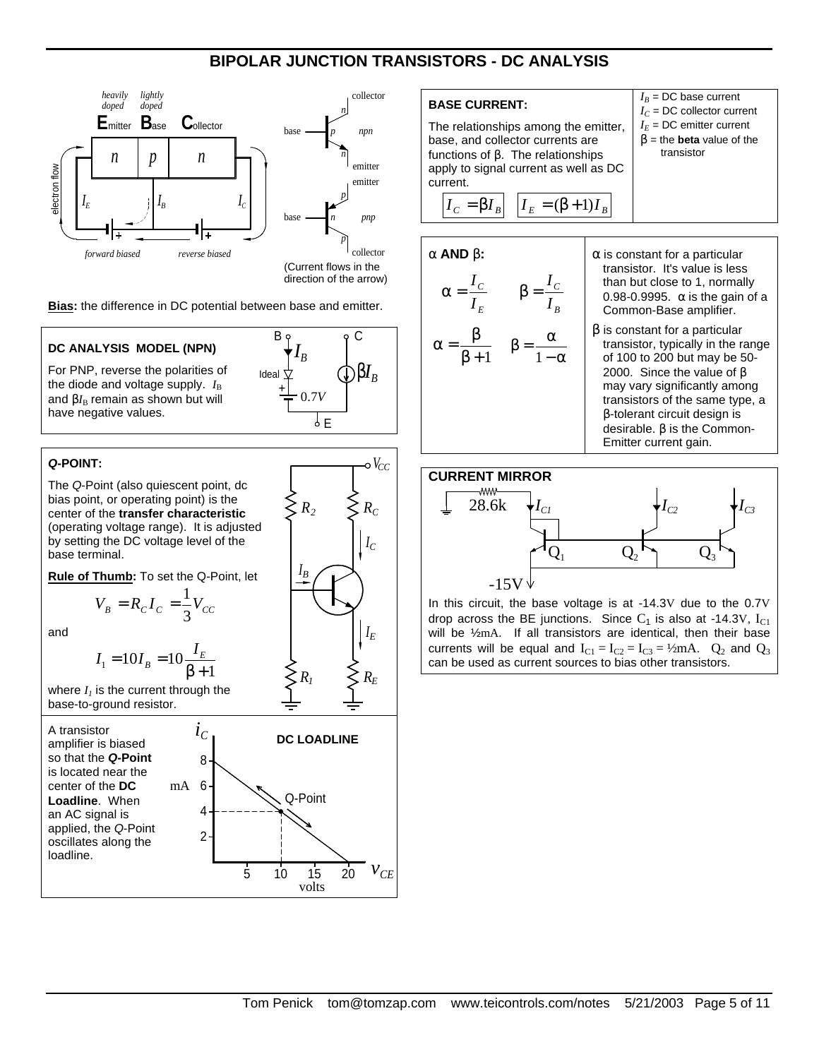# BIPOLAR JUNCTION TRANSISTORS - DC ANALYSIS

*heavily doped* **E**mitter, *lightly doped* **B**ase, **C**ollector

n | p | n

electron flow

$I_E$ $I_B$ $I_C$

*forward biased* *reverse biased*

collector, base, emitter — *npn* (n, p, n)

emitter, base, collector — *pnp* (p, n, p)

(Current flows in the direction of the arrow)

**Bias:** the difference in DC potential between base and emitter.

### DC ANALYSIS MODEL (NPN)

For PNP, reverse the polarities of the diode and voltage supply. $I_B$ and $\beta I_B$ remain as shown but will have negative values.

B, C, E, $I_B$, Ideal, 0.7V, $\beta I_B$

### *Q*-POINT:

The *Q*-Point (also quiescent point, dc bias point, or operating point) is the center of the **transfer characteristic** (operating voltage range). It is adjusted by setting the DC voltage level of the base terminal.

**Rule of Thumb:** To set the Q-Point, let

$$V_B = R_C I_C = \frac{1}{3} V_{CC}$$

and

$$I_1 = 10 I_B = 10 \frac{I_E}{\beta + 1}$$

where $I_1$ is the current through the base-to-ground resistor.

$V_{CC}$, $R_2$, $R_C$, $I_C$, $I_B$, $I_E$, $R_1$, $R_E$

A transistor amplifier is biased so that the ***Q*-Point** is located near the center of the **DC Loadline**. When an AC signal is applied, the *Q*-Point oscillates along the loadline.

**DC LOADLINE**

$i_C$ (mA): 2, 4, 6, 8; $v_{CE}$ (volts): 5, 10, 15, 20; Q-Point

### BASE CURRENT:

The relationships among the emitter, base, and collector currents are functions of β. The relationships apply to signal current as well as DC current.

$$I_C = \beta I_B \qquad I_E = (\beta + 1) I_B$$

$I_B$ = DC base current
$I_C$ = DC collector current
$I_E$ = DC emitter current
β = the **beta** value of the transistor

### α AND β:

$$\alpha = \frac{I_C}{I_E} \qquad \beta = \frac{I_C}{I_B}$$

$$\alpha = \frac{\beta}{\beta + 1} \qquad \beta = \frac{\alpha}{1 - \alpha}$$

α is constant for a particular transistor. It's value is less than but close to 1, normally 0.98-0.9995. α is the gain of a Common-Base amplifier.

β is constant for a particular transistor, typically in the range of 100 to 200 but may be 50-2000. Since the value of β may vary significantly among transistors of the same type, a β-tolerant circuit design is desirable. β is the Common-Emitter current gain.

### CURRENT MIRROR

28.6k, $I_{C1}$, $I_{C2}$, $I_{C3}$, $Q_1$, $Q_2$, $Q_3$, -15V

In this circuit, the base voltage is at -14.3V due to the 0.7V drop across the BE junctions. Since $C_1$ is also at -14.3V, $I_{C1}$ will be ½mA. If all transistors are identical, then their base currents will be equal and $I_{C1} = I_{C2} = I_{C3}$ = ½mA. $Q_2$ and $Q_3$ can be used as current sources to bias other transistors.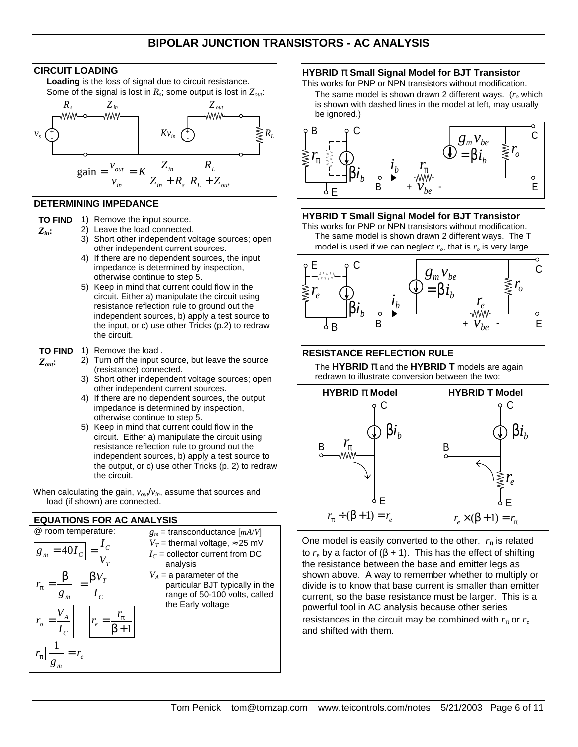# BIPOLAR JUNCTION TRANSISTORS - AC ANALYSIS

## CIRCUIT LOADING

**Loading** is the loss of signal due to circuit resistance. Some of the signal is lost in $R_s$; some output is lost in $Z_{out}$:

$$\text{gain} = \frac{v_{out}}{v_{in}} = K\,\frac{Z_{in}}{Z_{in}+R_s}\,\frac{R_L}{R_L+Z_{out}}$$

## DETERMINING IMPEDANCE

**TO FIND $Z_{in}$:**

1) Remove the input source.
2) Leave the load connected.
3) Short other independent voltage sources; open other independent current sources.
4) If there are no dependent sources, the input impedance is determined by inspection, otherwise continue to step 5.
5) Keep in mind that current could flow in the circuit. Either a) manipulate the circuit using resistance reflection rule to ground out the independent sources, b) apply a test source to the input, or c) use other Tricks (p.2) to redraw the circuit.

**TO FIND $Z_{out}$:**

1) Remove the load .
2) Turn off the input source, but leave the source (resistance) connected.
3) Short other independent voltage sources; open other independent current sources.
4) If there are no dependent sources, the output impedance is determined by inspection, otherwise continue to step 5.
5) Keep in mind that current could flow in the circuit. Either a) manipulate the circuit using resistance reflection rule to ground out the independent sources, b) apply a test source to the output, or c) use other Tricks (p. 2) to redraw the circuit.

When calculating the gain, $v_{out}/v_{in}$, assume that sources and load (if shown) are connected.

## EQUATIONS FOR AC ANALYSIS

@ room temperature:

$$g_m = 40 I_C = \frac{I_C}{V_T}$$

$$r_\pi = \frac{\beta}{g_m} = \frac{\beta V_T}{I_C}$$

$$r_o = \frac{V_A}{I_C} \qquad r_e = \frac{r_\pi}{\beta+1}$$

$$r_\pi \| \frac{1}{g_m} = r_e$$

- $g_m$ = transconductance [$mA/V$]
- $V_T$ = thermal voltage, ≈25 mV
- $I_C$ = collector current from DC analysis
- $V_A$ = a parameter of the particular BJT typically in the range of 50-100 volts, called the Early voltage

## HYBRID π Small Signal Model for BJT Transistor

This works for PNP or NPN transistors without modification.

The same model is shown drawn 2 different ways. ($r_o$ which is shown with dashed lines in the model at left, may usually be ignored.)

## HYBRID T Small Signal Model for BJT Transistor

This works for PNP or NPN transistors without modification.

The same model is shown drawn 2 different ways. The T model is used if we can neglect $r_o$, that is $r_o$ is very large.

## RESISTANCE REFLECTION RULE

The **HYBRID π** and the **HYBRID T** models are again redrawn to illustrate conversion between the two:

| HYBRID π Model | HYBRID T Model |
|---|---|
| $r_\pi \div (\beta+1) = r_e$ | $r_e \times (\beta+1) = r_\pi$ |

One model is easily converted to the other. $r_\pi$ is related to $r_e$ by a factor of $(\beta + 1)$. This has the effect of shifting the resistance between the base and emitter legs as shown above. A way to remember whether to multiply or divide is to know that base current is smaller than emitter current, so the base resistance must be larger. This is a powerful tool in AC analysis because other series resistances in the circuit may be combined with $r_\pi$ or $r_e$ and shifted with them.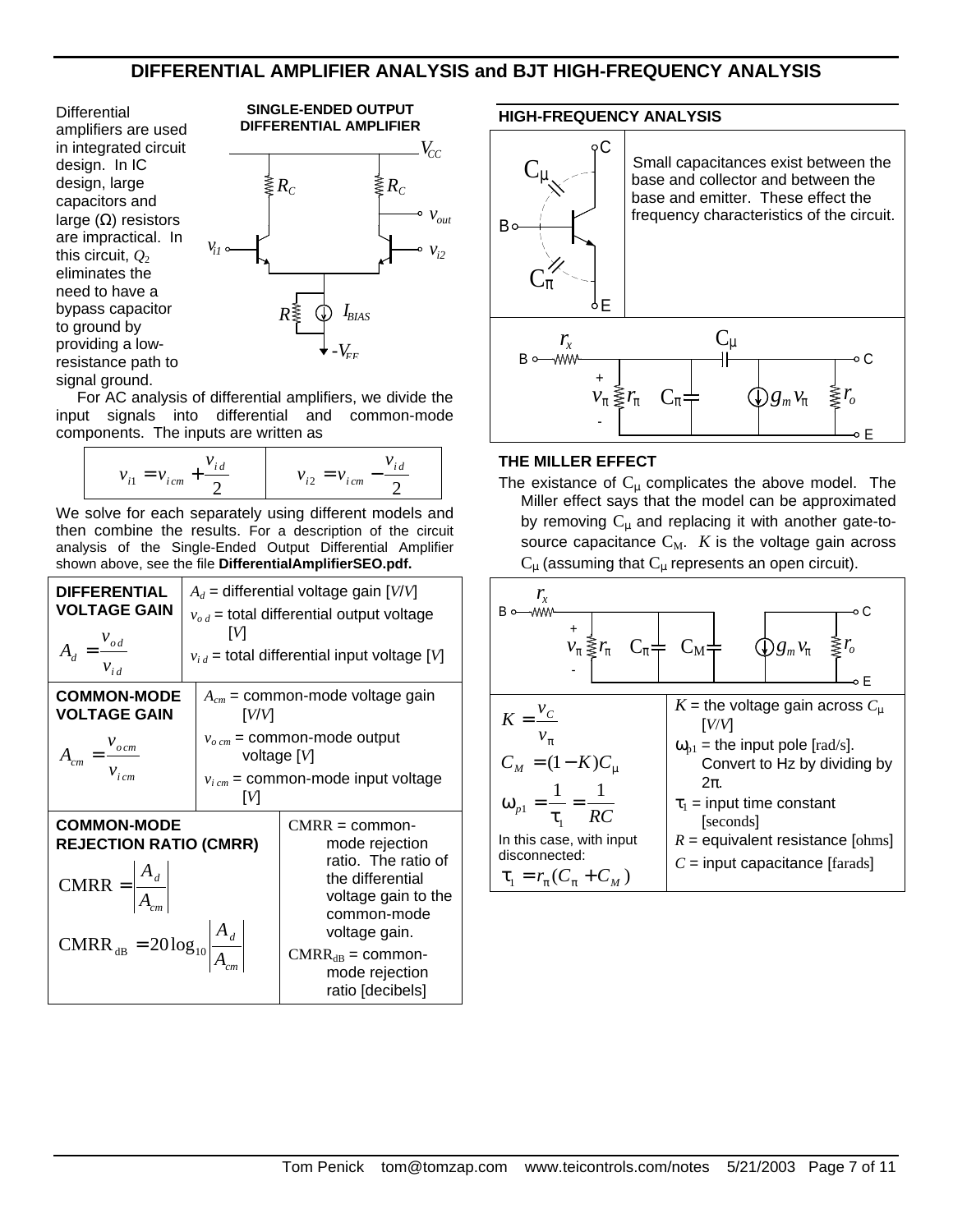# DIFFERENTIAL AMPLIFIER ANALYSIS and BJT HIGH-FREQUENCY ANALYSIS

Differential amplifiers are used in integrated circuit design. In IC design, large capacitors and large (Ω) resistors are impractical. In this circuit, $Q_2$ eliminates the need to have a bypass capacitor to ground by providing a low-resistance path to signal ground.

**SINGLE-ENDED OUTPUT DIFFERENTIAL AMPLIFIER**

For AC analysis of differential amplifiers, we divide the input signals into differential and common-mode components. The inputs are written as

| $v_{i1} = v_{icm} + \frac{v_{id}}{2}$ | $v_{i2} = v_{icm} - \frac{v_{id}}{2}$ |
|---|---|

We solve for each separately using different models and then combine the results. For a description of the circuit analysis of the Single-Ended Output Differential Amplifier shown above, see the file **DifferentialAmplifierSEO.pdf.**

| | |
|---|---|
| **DIFFERENTIAL VOLTAGE GAIN** $A_d = \frac{v_{od}}{v_{id}}$ | $A_d$ = differential voltage gain [$V/V$]<br>$v_{od}$ = total differential output voltage [$V$]<br>$v_{id}$ = total differential input voltage [$V$] |
| **COMMON-MODE VOLTAGE GAIN** $A_{cm} = \frac{v_{ocm}}{v_{icm}}$ | $A_{cm}$ = common-mode voltage gain [$V/V$]<br>$v_{ocm}$ = common-mode output voltage [$V$]<br>$v_{icm}$ = common-mode input voltage [$V$] |
| **COMMON-MODE REJECTION RATIO (CMRR)** $\text{CMRR} = \left\|\frac{A_d}{A_{cm}}\right\|$ <br> $\text{CMRR}_{\text{dB}} = 20\log_{10}\left\|\frac{A_d}{A_{cm}}\right\|$ | CMRR = common-mode rejection ratio. The ratio of the differential voltage gain to the common-mode voltage gain.<br>$\text{CMRR}_{\text{dB}}$ = common-mode rejection ratio [decibels] |

## HIGH-FREQUENCY ANALYSIS

Small capacitances exist between the base and collector and between the base and emitter. These effect the frequency characteristics of the circuit.

## THE MILLER EFFECT

The existance of $C_\mu$ complicates the above model. The Miller effect says that the model can be approximated by removing $C_\mu$ and replacing it with another gate-to-source capacitance $C_M$. $K$ is the voltage gain across $C_\mu$ (assuming that $C_\mu$ represents an open circuit).

| | |
|---|---|
| $K = \frac{v_C}{v_\pi}$<br>$C_M = (1-K)C_\mu$<br>$\omega_{p1} = \frac{1}{\tau_1} = \frac{1}{RC}$<br>In this case, with input disconnected:<br>$\tau_1 = r_\pi(C_\pi + C_M)$ | $K$ = the voltage gain across $C_\mu$ [$V/V$]<br>$\omega_{p1}$ = the input pole [rad/s]. Convert to Hz by dividing by $2\pi$.<br>$\tau_1$ = input time constant [seconds]<br>$R$ = equivalent resistance [ohms]<br>$C$ = input capacitance [farads] |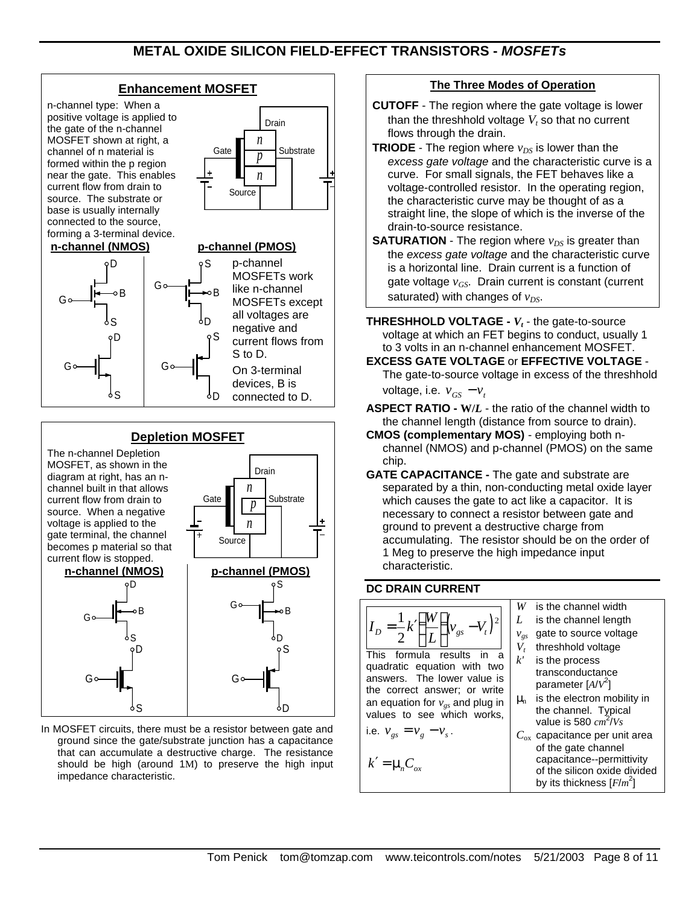# METAL OXIDE SILICON FIELD-EFFECT TRANSISTORS - *MOSFETs*

## Enhancement MOSFET

n-channel type: When a positive voltage is applied to the gate of the n-channel MOSFET shown at right, a channel of n material is formed within the p region near the gate. This enables current flow from drain to source. The substrate or base is usually internally connected to the source, forming a 3-terminal device.

**n-channel (NMOS)**

**p-channel (PMOS)**

p-channel MOSFETs work like n-channel MOSFETs except all voltages are negative and current flows from S to D.

On 3-terminal devices, B is connected to D.

## Depletion MOSFET

The n-channel Depletion MOSFET, as shown in the diagram at right, has an n-channel built in that allows current flow from drain to source. When a negative voltage is applied to the gate terminal, the channel becomes p material so that current flow is stopped.

**n-channel (NMOS)**

**p-channel (PMOS)**

In MOSFET circuits, there must be a resistor between gate and ground since the gate/substrate junction has a capacitance that can accumulate a destructive charge. The resistance should be high (around 1M) to preserve the high input impedance characteristic.

## The Three Modes of Operation

**CUTOFF** - The region where the gate voltage is lower than the threshhold voltage $V_t$ so that no current flows through the drain.

**TRIODE** - The region where $v_{DS}$ is lower than the *excess gate voltage* and the characteristic curve is a curve. For small signals, the FET behaves like a voltage-controlled resistor. In the operating region, the characteristic curve may be thought of as a straight line, the slope of which is the inverse of the drain-to-source resistance.

**SATURATION** - The region where $v_{DS}$ is greater than the *excess gate voltage* and the characteristic curve is a horizontal line. Drain current is a function of gate voltage $v_{GS}$. Drain current is constant (current saturated) with changes of $v_{DS}$.

**THRESHHOLD VOLTAGE -** $V_t$ - the gate-to-source voltage at which an FET begins to conduct, usually 1 to 3 volts in an n-channel enhancement MOSFET.

**EXCESS GATE VOLTAGE** or **EFFECTIVE VOLTAGE** - The gate-to-source voltage in excess of the threshhold voltage, i.e. $v_{GS} - v_t$

**ASPECT RATIO - $W/L$** - the ratio of the channel width to the channel length (distance from source to drain).

**CMOS (complementary MOS)** - employing both n-channel (NMOS) and p-channel (PMOS) on the same chip.

**GATE CAPACITANCE -** The gate and substrate are separated by a thin, non-conducting metal oxide layer which causes the gate to act like a capacitor. It is necessary to connect a resistor between gate and ground to prevent a destructive charge from accumulating. The resistor should be on the order of 1 Meg to preserve the high impedance input characteristic.

## DC DRAIN CURRENT

$$I_D = \frac{1}{2} k' \left(\frac{W}{L}\right) \left(v_{gs} - V_t\right)^2$$

This formula results in a quadratic equation with two answers. The lower value is the correct answer; or write an equation for $v_{gs}$ and plug in values to see which works, i.e. $v_{gs} = v_g - v_s$.

$$k' = \mu_n C_{ox}$$

- $W$ is the channel width
- $L$ is the channel length
- $v_{gs}$ gate to source voltage
- $V_t$ threshhold voltage
- $k'$ is the process transconductance parameter [$A/V^2$]
- $\mu_n$ is the electron mobility in the channel. Typical value is 580 $cm^2/Vs$
- $C_{ox}$ capacitance per unit area of the gate channel capacitance--permittivity of the silicon oxide divided by its thickness [$F/m^2$]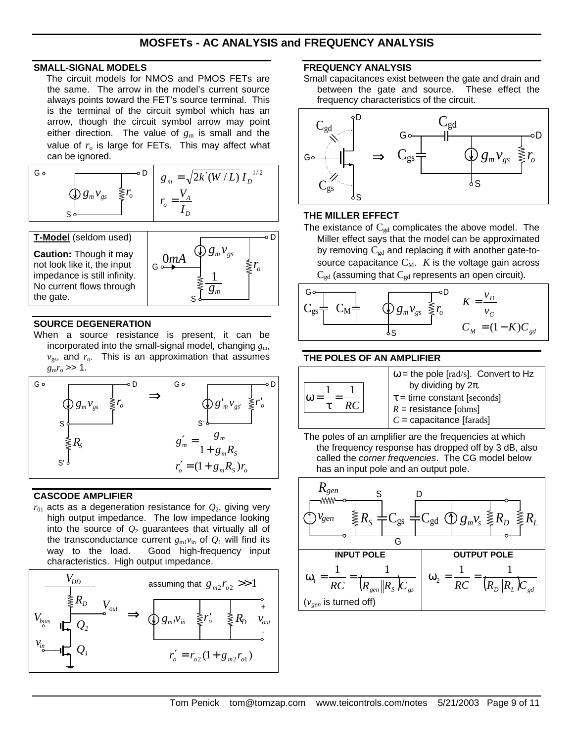# MOSFETs - AC ANALYSIS and FREQUENCY ANALYSIS

## SMALL-SIGNAL MODELS

The circuit models for NMOS and PMOS FETs are the same. The arrow in the model's current source always points toward the FET's source terminal. This is the terminal of the circuit symbol which has an arrow, though the circuit symbol arrow may point either direction. The value of $g_m$ is small and the value of $r_o$ is large for FETs. This may affect what can be ignored.

$$g_m = \sqrt{2k'(W/L)}\, I_D^{\ 1/2}$$

$$r_o = \frac{V_A}{I_D}$$

**T-Model** (seldom used)

**Caution:** Though it may not look like it, the input impedance is still infinity. No current flows through the gate.

## SOURCE DEGENERATION

When a source resistance is present, it can be incorporated into the small-signal model, changing $g_m$, $v_{gs}$, and $r_o$. This is an approximation that assumes $g_m r_o >> 1$.

$$g'_m = \frac{g_m}{1 + g_m R_S}$$

$$r'_o = (1 + g_m R_S) r_o$$

## CASCODE AMPLIFIER

$r_{01}$ acts as a degeneration resistance for $Q_2$, giving very high output impedance. The low impedance looking into the source of $Q_2$ guarantees that virtually all of the transconductance current $g_{m1}v_{in}$ of $Q_1$ will find its way to the load. Good high-frequency input characteristics. High output impedance.

assuming that $g_{m2} r_{o2} >> 1$

$$r'_o = r_{o2}(1 + g_{m2} r_{o1})$$

## FREQUENCY ANALYSIS

Small capacitances exist between the gate and drain and between the gate and source. These effect the frequency characteristics of the circuit.

## THE MILLER EFFECT

The existance of $C_{gd}$ complicates the above model. The Miller effect says that the model can be approximated by removing $C_{gd}$ and replacing it with another gate-to-source capacitance $C_M$. $K$ is the voltage gain across $C_{gd}$ (assuming that $C_{gd}$ represents an open circuit).

$$K = \frac{v_D}{v_G}$$

$$C_M = (1 - K) C_{gd}$$

## THE POLES OF AN AMPLIFIER

$$\omega = \frac{1}{\tau} = \frac{1}{RC}$$

- $\omega$ = the pole [rad/s]. Convert to Hz by dividing by $2\pi$.
- $\tau$ = time constant [seconds]
- $R$ = resistance [ohms]
- $C$ = capacitance [farads]

The poles of an amplifier are the frequencies at which the frequency response has dropped off by 3 dB, also called the *corner frequencies*. The CG model below has an input pole and an output pole.

| INPUT POLE | OUTPUT POLE |
|---|---|
| $\omega_1 = \frac{1}{RC} = \frac{1}{(R_{gen} \Vert R_S) C_{gs}}$ ($v_{gen}$ is turned off) | $\omega_2 = \frac{1}{RC} = \frac{1}{(R_D \Vert R_L) C_{gd}}$ |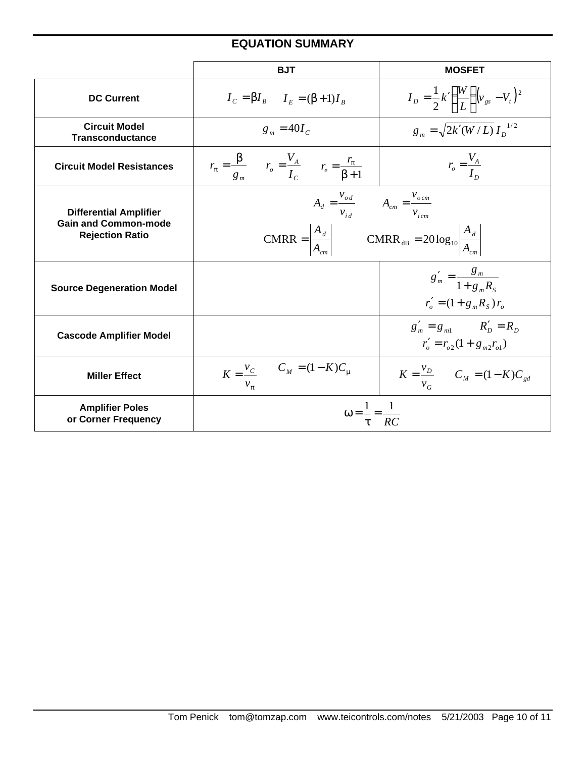## EQUATION SUMMARY

| | BJT | MOSFET |
|---|---|---|
| **DC Current** | $I_C = \beta I_B \quad I_E = (\beta + 1) I_B$ | $I_D = \frac{1}{2} k' \left( \frac{W}{L} \right) \left( v_{gs} - V_t \right)^2$ |
| **Circuit Model Transconductance** | $g_m = 40 I_C$ | $g_m = \sqrt{2k'(W/L)}\, I_D^{\ 1/2}$ |
| **Circuit Model Resistances** | $r_\pi = \frac{\beta}{g_m} \quad r_o = \frac{V_A}{I_C} \quad r_e = \frac{r_\pi}{\beta + 1}$ | $r_o = \frac{V_A}{I_D}$ |
| **Differential Amplifier Gain and Common-mode Rejection Ratio** | $A_d = \frac{v_{od}}{v_{id}} \quad A_{cm} = \frac{v_{ocm}}{v_{icm}}$ $\text{CMRR} = \left\| \frac{A_d}{A_{cm}} \right\| \quad \text{CMRR}_{\text{dB}} = 20\log_{10} \left\| \frac{A_d}{A_{cm}} \right\|$ | |
| **Source Degeneration Model** | | $g_m' = \frac{g_m}{1 + g_m R_S}$ $r_o' = (1 + g_m R_S)\, r_o$ |
| **Cascode Amplifier Model** | | $g_m' = g_{m1} \quad R_D' = R_D$ $r_o' = r_{o2}(1 + g_{m2} r_{o1})$ |
| **Miller Effect** | $K = \frac{v_C}{v_\pi} \quad C_M = (1 - K) C_\mu$ | $K = \frac{v_D}{v_G} \quad C_M = (1 - K) C_{gd}$ |
| **Amplifier Poles or Corner Frequency** | $\omega = \frac{1}{\tau} = \frac{1}{RC}$ | |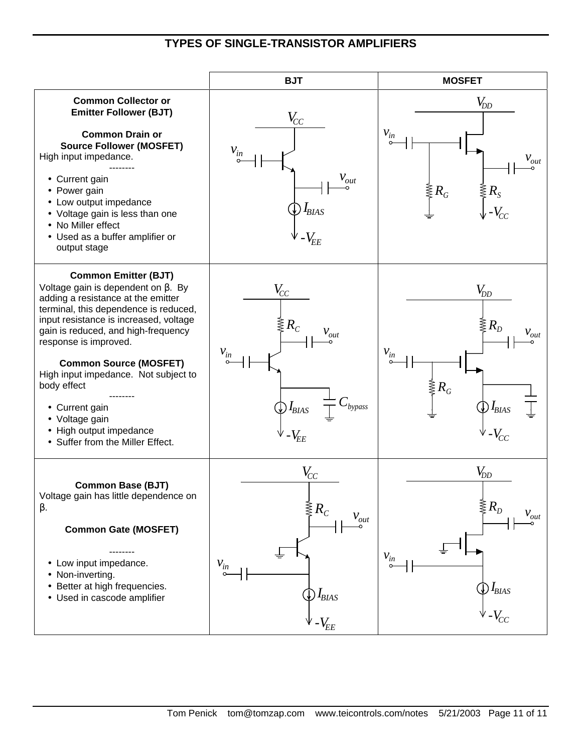## TYPES OF SINGLE-TRANSISTOR AMPLIFIERS

| | BJT | MOSFET |
|---|---|---|
| **Common Collector or Emitter Follower (BJT)**<br><br>**Common Drain or Source Follower (MOSFET)**<br>High input impedance.<br>--------<br>• Current gain<br>• Power gain<br>• Low output impedance<br>• Voltage gain is less than one<br>• No Miller effect<br>• Used as a buffer amplifier or output stage | $V_{CC}$<br>$v_{in}$<br>$v_{out}$<br>$I_{BIAS}$<br>$-V_{EE}$ | $V_{DD}$<br>$v_{in}$<br>$v_{out}$<br>$R_G$<br>$R_S$<br>$-V_{CC}$ |
| **Common Emitter (BJT)**<br>Voltage gain is dependent on β. By adding a resistance at the emitter terminal, this dependence is reduced, input resistance is increased, voltage gain is reduced, and high-frequency response is improved.<br><br>**Common Source (MOSFET)**<br>High input impedance. Not subject to body effect<br>--------<br>• Current gain<br>• Voltage gain<br>• High output impedance<br>• Suffer from the Miller Effect. | $V_{CC}$<br>$R_C$<br>$v_{out}$<br>$v_{in}$<br>$I_{BIAS}$<br>$C_{bypass}$<br>$-V_{EE}$ | $V_{DD}$<br>$R_D$<br>$v_{out}$<br>$v_{in}$<br>$R_G$<br>$I_{BIAS}$<br>$-V_{CC}$ |
| **Common Base (BJT)**<br>Voltage gain has little dependence on β.<br><br>**Common Gate (MOSFET)**<br><br>--------<br>• Low input impedance.<br>• Non-inverting.<br>• Better at high frequencies.<br>• Used in cascode amplifier | $V_{CC}$<br>$R_C$<br>$v_{out}$<br>$v_{in}$<br>$I_{BIAS}$<br>$-V_{EE}$ | $V_{DD}$<br>$R_D$<br>$v_{out}$<br>$v_{in}$<br>$I_{BIAS}$<br>$-V_{CC}$ |